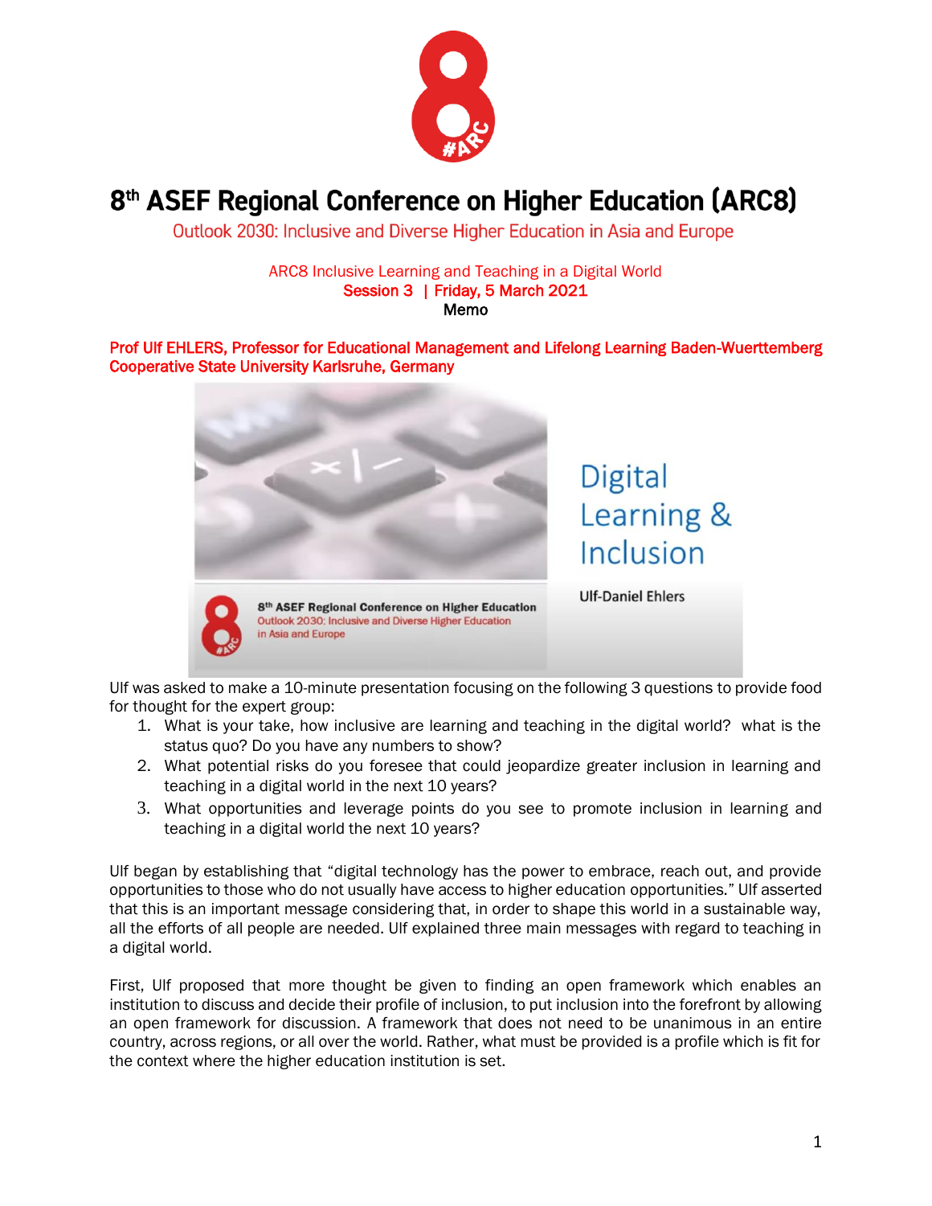# 8th ASEF Regional Conference on Higher Education (ARC8)

Outlook 2030: Inclusive and Diverse Higher Education in Asia and Europe

ARC8 Inclusive Learning and Teaching in a Digital World
**Session 3 | Friday, 5 March 2021**
**Memo**

**Prof Ulf EHLERS, Professor for Educational Management and Lifelong Learning Baden-Wuerttemberg Cooperative State University Karlsruhe, Germany**

Ulf was asked to make a 10-minute presentation focusing on the following 3 questions to provide food for thought for the expert group:

1. What is your take, how inclusive are learning and teaching in the digital world? what is the status quo? Do you have any numbers to show?
2. What potential risks do you foresee that could jeopardize greater inclusion in learning and teaching in a digital world in the next 10 years?
3. What opportunities and leverage points do you see to promote inclusion in learning and teaching in a digital world the next 10 years?

Ulf began by establishing that "digital technology has the power to embrace, reach out, and provide opportunities to those who do not usually have access to higher education opportunities." Ulf asserted that this is an important message considering that, in order to shape this world in a sustainable way, all the efforts of all people are needed. Ulf explained three main messages with regard to teaching in a digital world.

First, Ulf proposed that more thought be given to finding an open framework which enables an institution to discuss and decide their profile of inclusion, to put inclusion into the forefront by allowing an open framework for discussion. A framework that does not need to be unanimous in an entire country, across regions, or all over the world. Rather, what must be provided is a profile which is fit for the context where the higher education institution is set.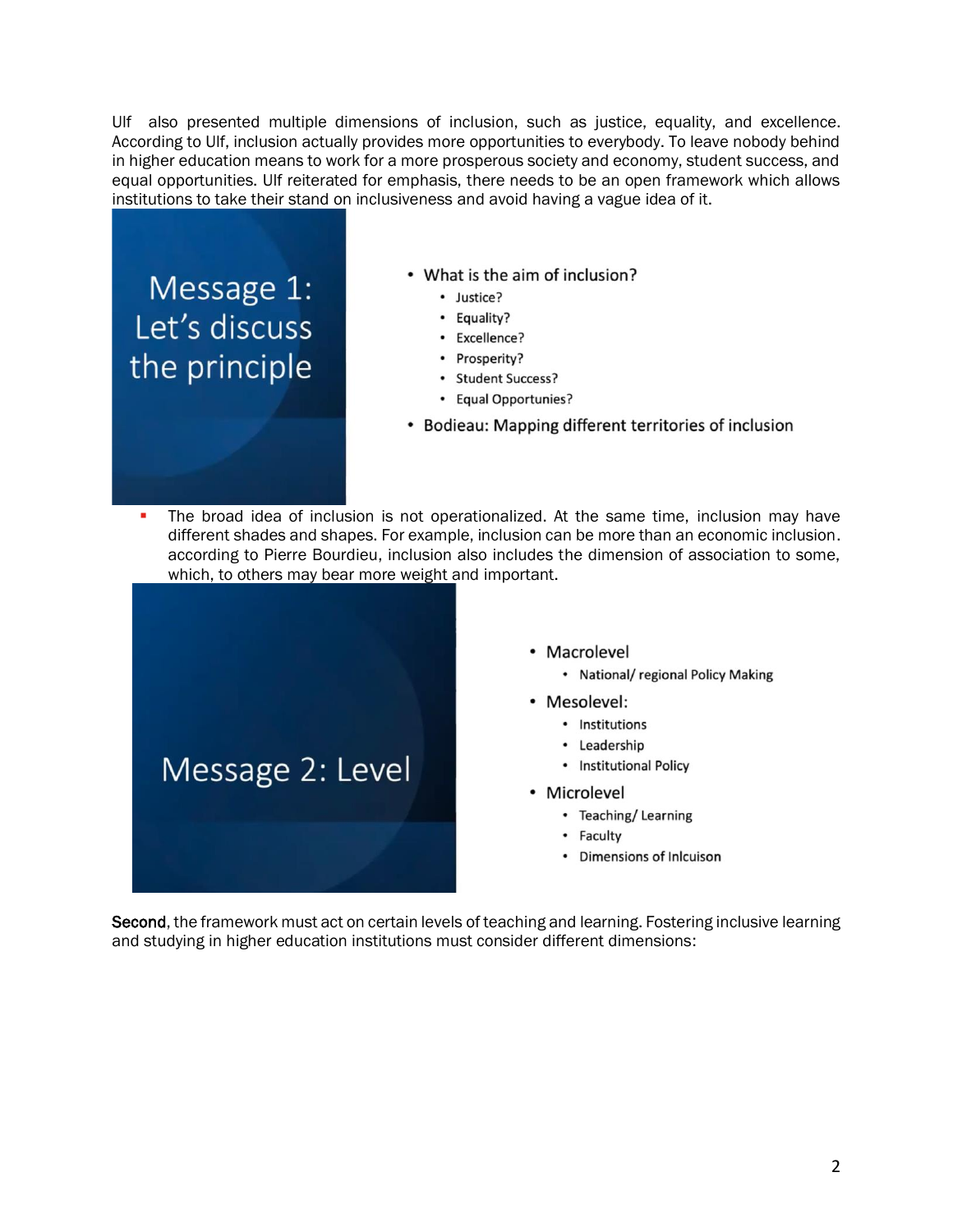Ulf also presented multiple dimensions of inclusion, such as justice, equality, and excellence. According to Ulf, inclusion actually provides more opportunities to everybody. To leave nobody behind in higher education means to work for a more prosperous society and economy, student success, and equal opportunities. Ulf reiterated for emphasis, there needs to be an open framework which allows institutions to take their stand on inclusiveness and avoid having a vague idea of it.

**Message 1: Let's discuss the principle**

- What is the aim of inclusion?
  - Justice?
  - Equality?
  - Excellence?
  - Prosperity?
  - Student Success?
  - Equal Opportunies?
- Bodieau: Mapping different territories of inclusion

- The broad idea of inclusion is not operationalized. At the same time, inclusion may have different shades and shapes. For example, inclusion can be more than an economic inclusion. according to Pierre Bourdieu, inclusion also includes the dimension of association to some, which, to others may bear more weight and important.

**Message 2: Level**

- Macrolevel
  - National/ regional Policy Making
- Mesolevel:
  - Institutions
  - Leadership
  - Institutional Policy
- Microlevel
  - Teaching/ Learning
  - Faculty
  - Dimensions of Inlcuison

**Second**, the framework must act on certain levels of teaching and learning. Fostering inclusive learning and studying in higher education institutions must consider different dimensions: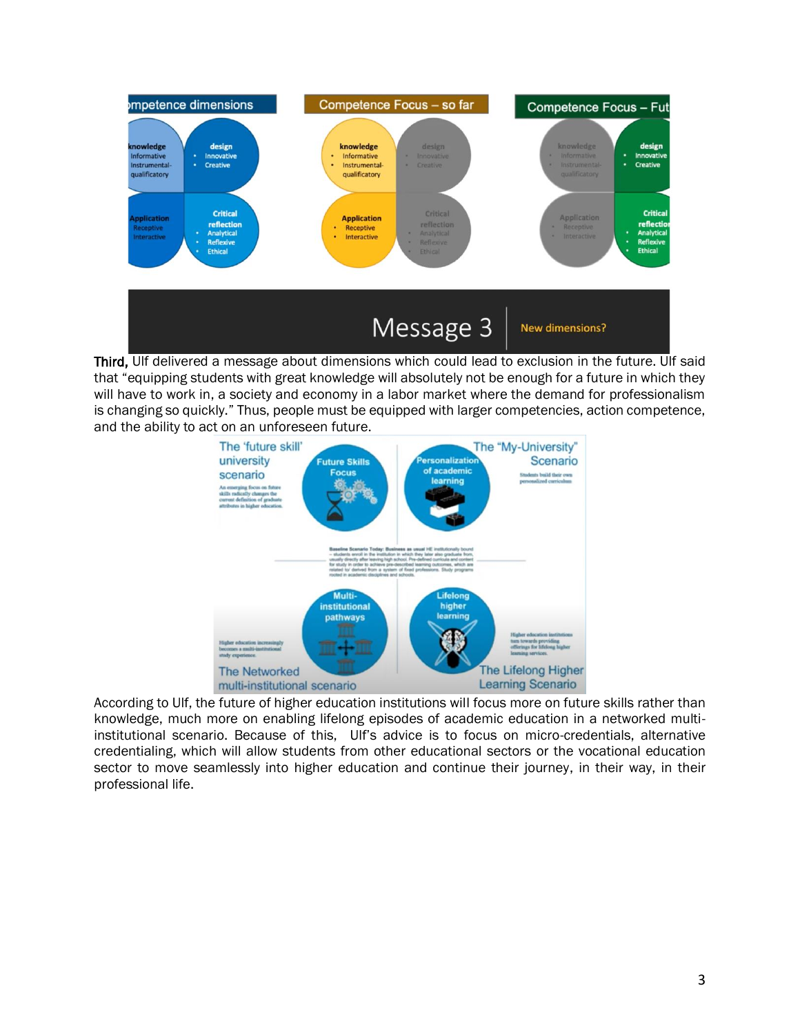**Third,** Ulf delivered a message about dimensions which could lead to exclusion in the future. Ulf said that "equipping students with great knowledge will absolutely not be enough for a future in which they will have to work in, a society and economy in a labor market where the demand for professionalism is changing so quickly." Thus, people must be equipped with larger competencies, action competence, and the ability to act on an unforeseen future.

According to Ulf, the future of higher education institutions will focus more on future skills rather than knowledge, much more on enabling lifelong episodes of academic education in a networked multi-institutional scenario. Because of this, Ulf's advice is to focus on micro-credentials, alternative credentialing, which will allow students from other educational sectors or the vocational education sector to move seamlessly into higher education and continue their journey, in their way, in their professional life.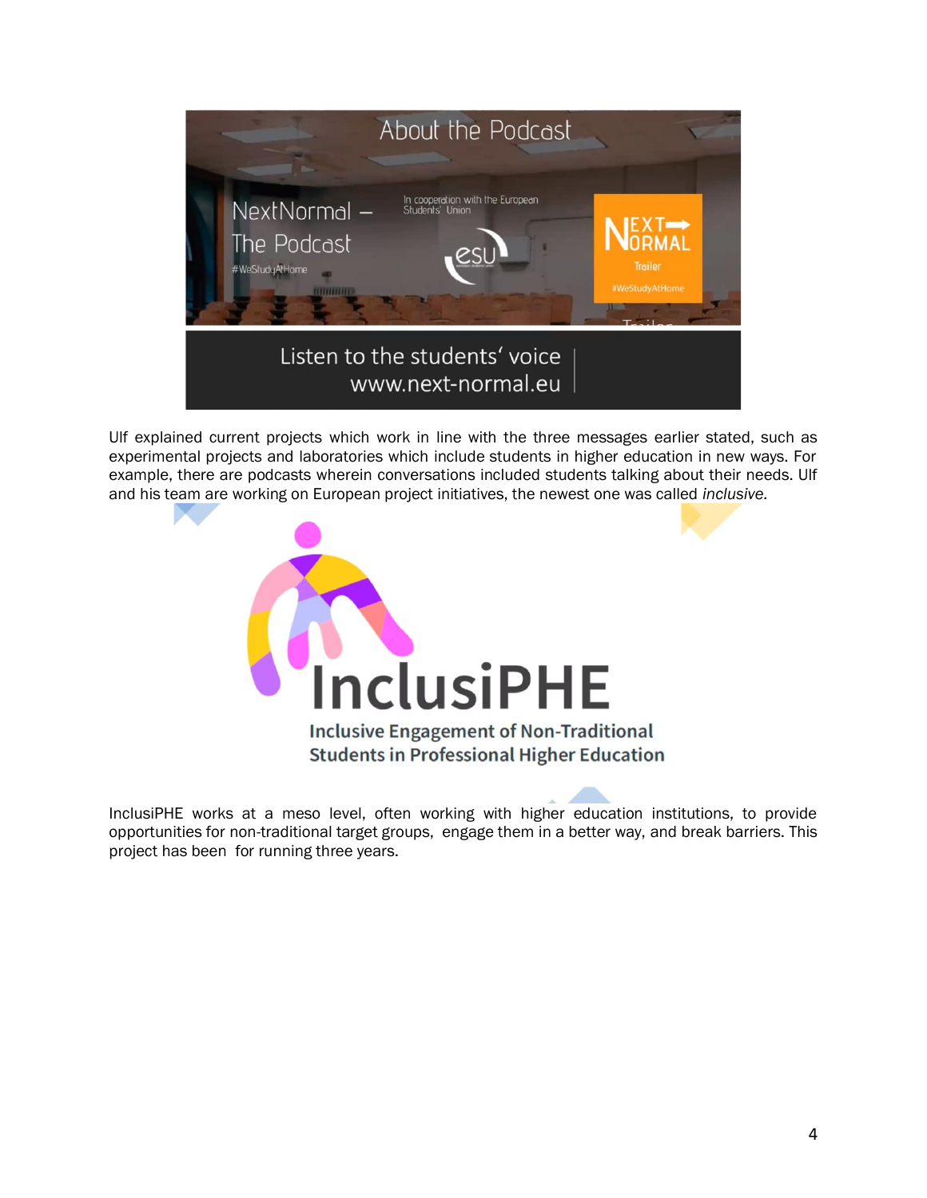Ulf explained current projects which work in line with the three messages earlier stated, such as experimental projects and laboratories which include students in higher education in new ways. For example, there are podcasts wherein conversations included students talking about their needs. Ulf and his team are working on European project initiatives, the newest one was called *inclusive*.

InclusiPHE works at a meso level, often working with higher education institutions, to provide opportunities for non-traditional target groups, engage them in a better way, and break barriers. This project has been for running three years.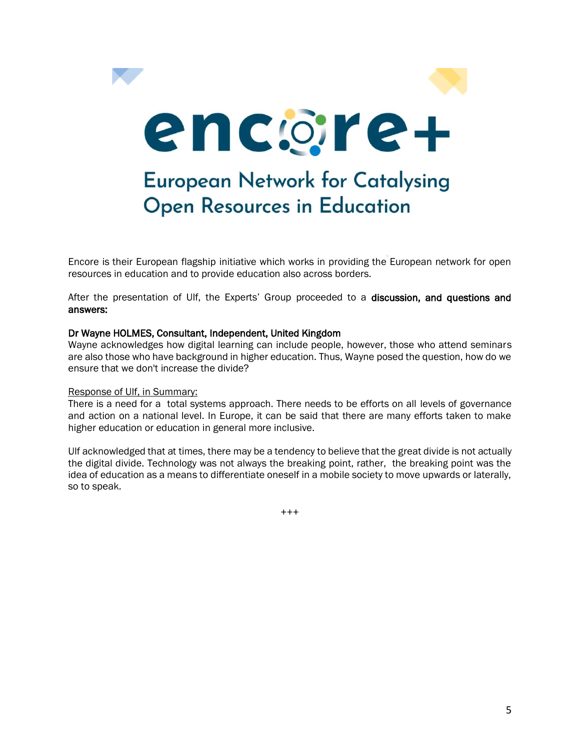# encore+

## European Network for Catalysing Open Resources in Education

Encore is their European flagship initiative which works in providing the European network for open resources in education and to provide education also across borders.

After the presentation of Ulf, the Experts' Group proceeded to a **discussion, and questions and answers:**

**Dr Wayne HOLMES, Consultant, Independent, United Kingdom**
Wayne acknowledges how digital learning can include people, however, those who attend seminars are also those who have background in higher education. Thus, Wayne posed the question, how do we ensure that we don't increase the divide?

Response of Ulf, in Summary:
There is a need for a total systems approach. There needs to be efforts on all levels of governance and action on a national level. In Europe, it can be said that there are many efforts taken to make higher education or education in general more inclusive.

Ulf acknowledged that at times, there may be a tendency to believe that the great divide is not actually the digital divide. Technology was not always the breaking point, rather, the breaking point was the idea of education as a means to differentiate oneself in a mobile society to move upwards or laterally, so to speak.

+++